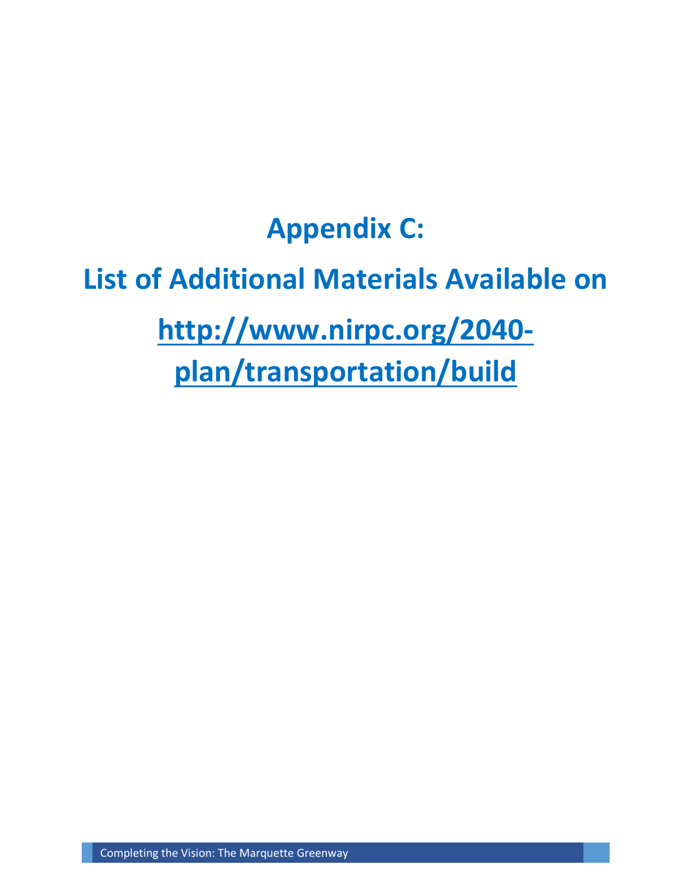# Appendix C:

# List of Additional Materials Available on

# http://www.nirpc.org/2040-plan/transportation/build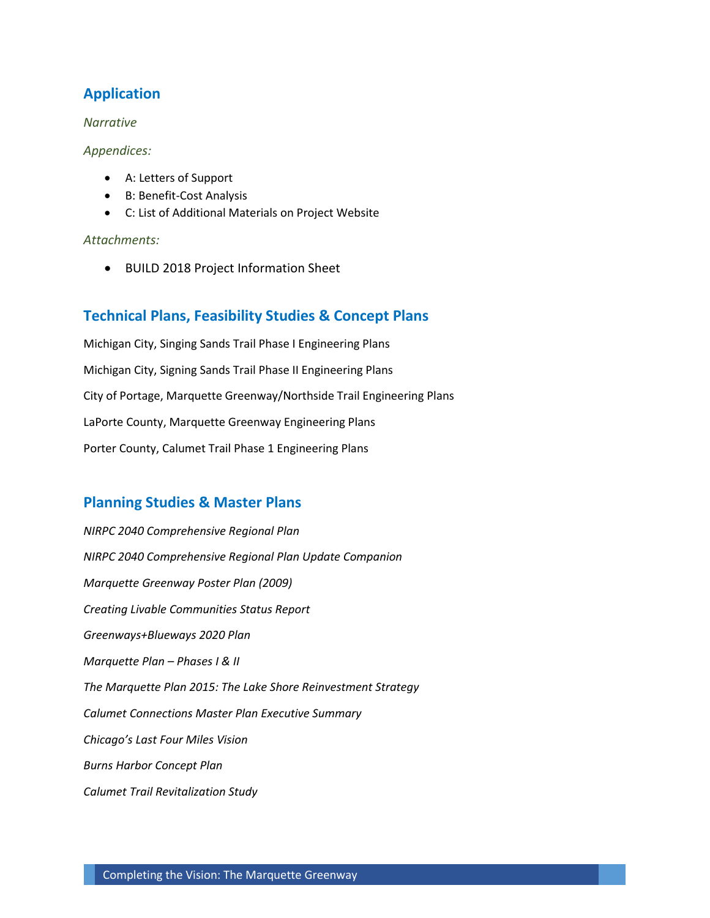## Application

*Narrative*

*Appendices:*

- A: Letters of Support
- B: Benefit-Cost Analysis
- C: List of Additional Materials on Project Website

*Attachments:*

- BUILD 2018 Project Information Sheet

## Technical Plans, Feasibility Studies & Concept Plans

Michigan City, Singing Sands Trail Phase I Engineering Plans

Michigan City, Signing Sands Trail Phase II Engineering Plans

City of Portage, Marquette Greenway/Northside Trail Engineering Plans

LaPorte County, Marquette Greenway Engineering Plans

Porter County, Calumet Trail Phase 1 Engineering Plans

## Planning Studies & Master Plans

*NIRPC 2040 Comprehensive Regional Plan*

*NIRPC 2040 Comprehensive Regional Plan Update Companion*

*Marquette Greenway Poster Plan (2009)*

*Creating Livable Communities Status Report*

*Greenways+Blueways 2020 Plan*

*Marquette Plan – Phases I & II*

*The Marquette Plan 2015: The Lake Shore Reinvestment Strategy*

*Calumet Connections Master Plan Executive Summary*

*Chicago's Last Four Miles Vision*

*Burns Harbor Concept Plan*

*Calumet Trail Revitalization Study*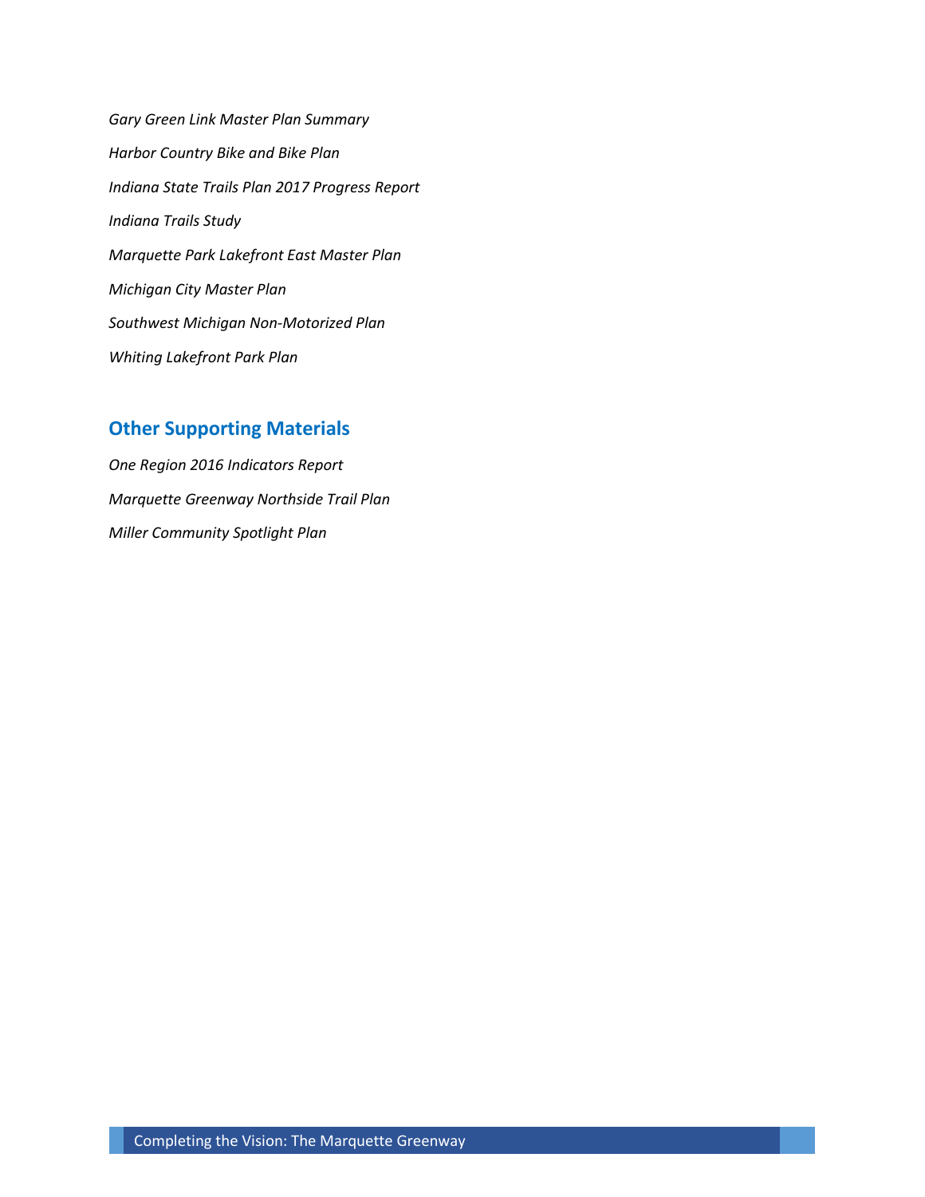*Gary Green Link Master Plan Summary*

*Harbor Country Bike and Bike Plan*

*Indiana State Trails Plan 2017 Progress Report*

*Indiana Trails Study*

*Marquette Park Lakefront East Master Plan*

*Michigan City Master Plan*

*Southwest Michigan Non-Motorized Plan*

*Whiting Lakefront Park Plan*

## Other Supporting Materials

*One Region 2016 Indicators Report*

*Marquette Greenway Northside Trail Plan*

*Miller Community Spotlight Plan*